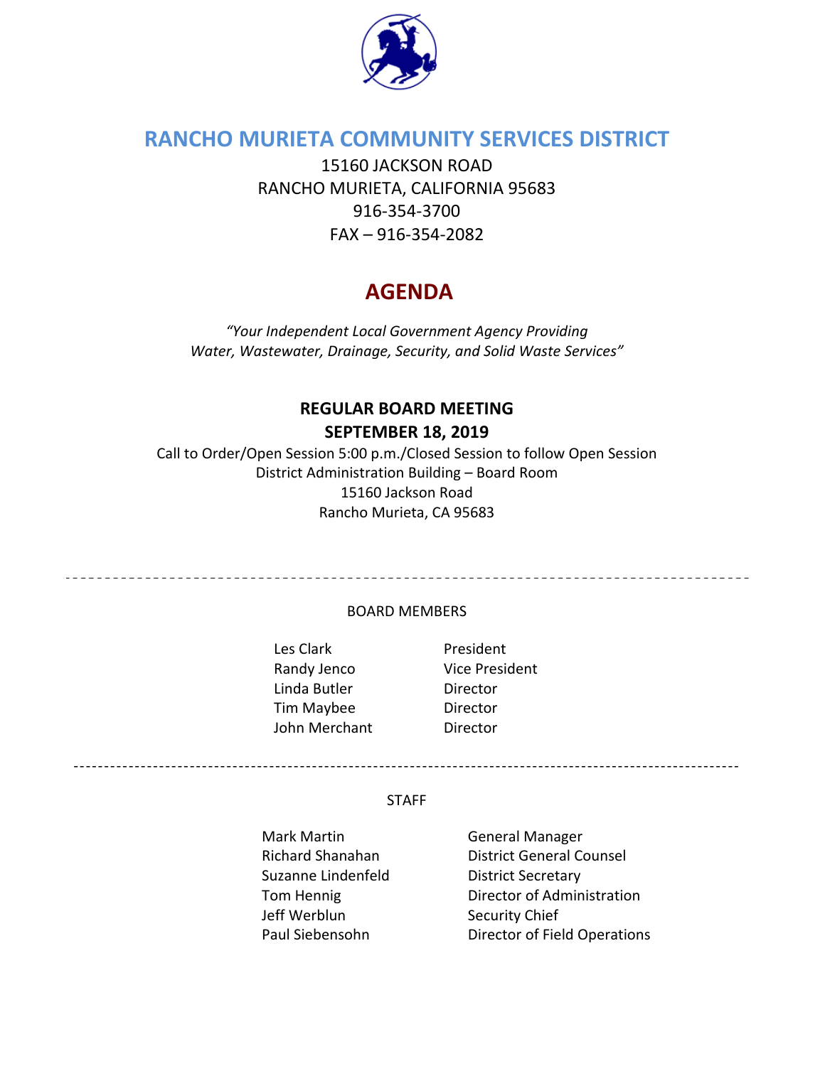# RANCHO MURIETA COMMUNITY SERVICES DISTRICT

15160 JACKSON ROAD
RANCHO MURIETA, CALIFORNIA 95683
916-354-3700
FAX – 916-354-2082

# AGENDA

*"Your Independent Local Government Agency Providing Water, Wastewater, Drainage, Security, and Solid Waste Services"*

**REGULAR BOARD MEETING**
**SEPTEMBER 18, 2019**

Call to Order/Open Session 5:00 p.m./Closed Session to follow Open Session
District Administration Building – Board Room
15160 Jackson Road
Rancho Murieta, CA 95683

---

BOARD MEMBERS

| | |
|---|---|
| Les Clark | President |
| Randy Jenco | Vice President |
| Linda Butler | Director |
| Tim Maybee | Director |
| John Merchant | Director |

---

STAFF

| | |
|---|---|
| Mark Martin | General Manager |
| Richard Shanahan | District General Counsel |
| Suzanne Lindenfeld | District Secretary |
| Tom Hennig | Director of Administration |
| Jeff Werblun | Security Chief |
| Paul Siebensohn | Director of Field Operations |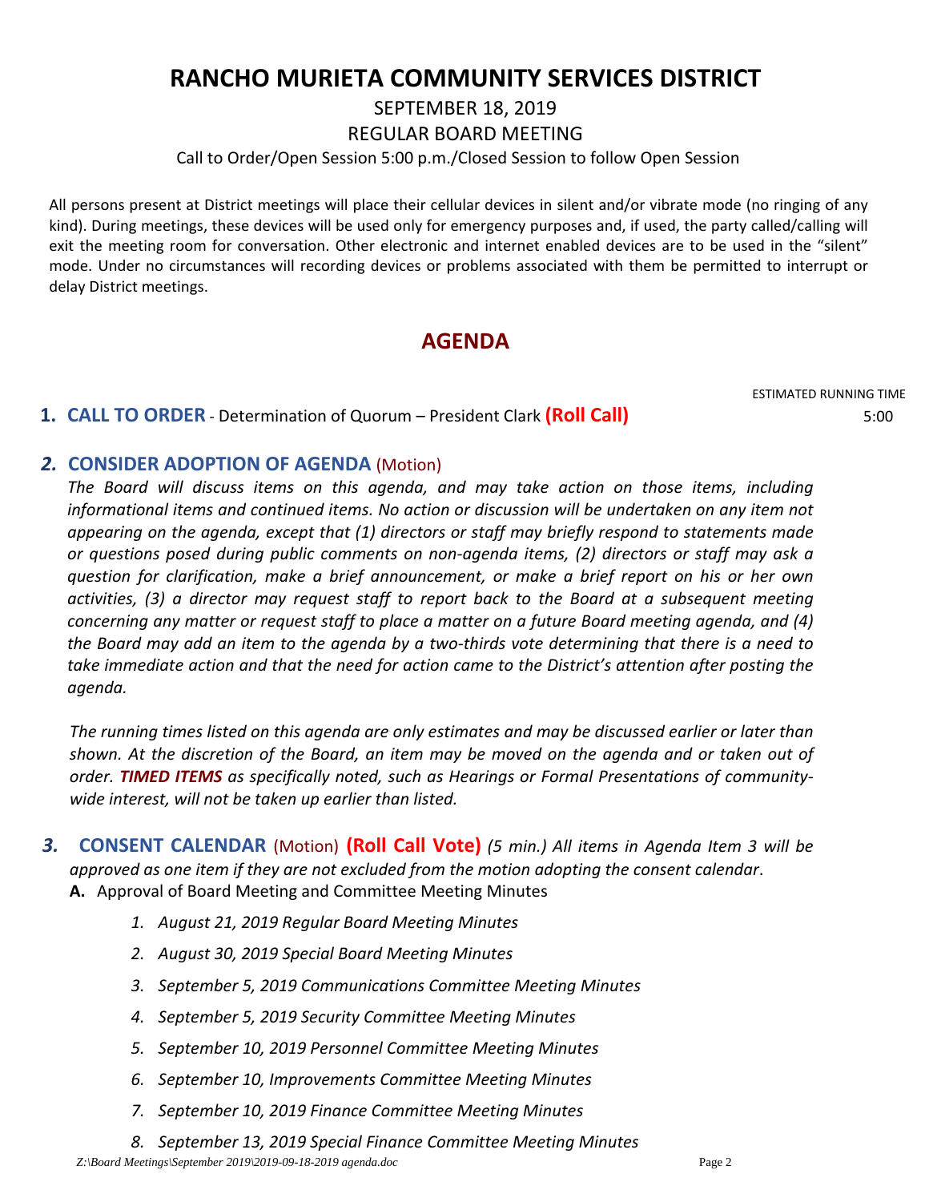# RANCHO MURIETA COMMUNITY SERVICES DISTRICT

SEPTEMBER 18, 2019

REGULAR BOARD MEETING

Call to Order/Open Session 5:00 p.m./Closed Session to follow Open Session

All persons present at District meetings will place their cellular devices in silent and/or vibrate mode (no ringing of any kind). During meetings, these devices will be used only for emergency purposes and, if used, the party called/calling will exit the meeting room for conversation. Other electronic and internet enabled devices are to be used in the "silent" mode. Under no circumstances will recording devices or problems associated with them be permitted to interrupt or delay District meetings.

## AGENDA

ESTIMATED RUNNING TIME

**1. CALL TO ORDER** - Determination of Quorum – President Clark **(Roll Call)** 5:00

***2.* CONSIDER ADOPTION OF AGENDA** (Motion)

*The Board will discuss items on this agenda, and may take action on those items, including informational items and continued items. No action or discussion will be undertaken on any item not appearing on the agenda, except that (1) directors or staff may briefly respond to statements made or questions posed during public comments on non-agenda items, (2) directors or staff may ask a question for clarification, make a brief announcement, or make a brief report on his or her own activities, (3) a director may request staff to report back to the Board at a subsequent meeting concerning any matter or request staff to place a matter on a future Board meeting agenda, and (4) the Board may add an item to the agenda by a two-thirds vote determining that there is a need to take immediate action and that the need for action came to the District's attention after posting the agenda.*

*The running times listed on this agenda are only estimates and may be discussed earlier or later than shown. At the discretion of the Board, an item may be moved on the agenda and or taken out of order.* ***TIMED ITEMS*** *as specifically noted, such as Hearings or Formal Presentations of community-wide interest, will not be taken up earlier than listed.*

***3.* CONSENT CALENDAR** (Motion) **(Roll Call Vote)** *(5 min.) All items in Agenda Item 3 will be approved as one item if they are not excluded from the motion adopting the consent calendar*.

**A.** Approval of Board Meeting and Committee Meeting Minutes

1. *August 21, 2019 Regular Board Meeting Minutes*
2. *August 30, 2019 Special Board Meeting Minutes*
3. *September 5, 2019 Communications Committee Meeting Minutes*
4. *September 5, 2019 Security Committee Meeting Minutes*
5. *September 10, 2019 Personnel Committee Meeting Minutes*
6. *September 10, Improvements Committee Meeting Minutes*
7. *September 10, 2019 Finance Committee Meeting Minutes*
8. *September 13, 2019 Special Finance Committee Meeting Minutes*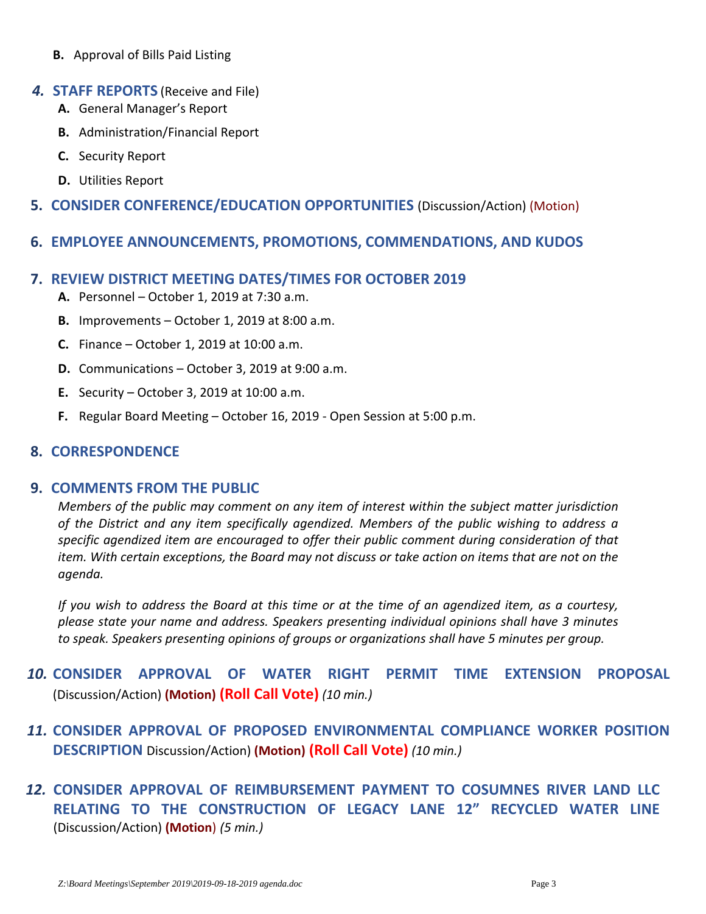**B.** Approval of Bills Paid Listing

## 4. STAFF REPORTS (Receive and File)

**A.** General Manager's Report

**B.** Administration/Financial Report

**C.** Security Report

**D.** Utilities Report

## 5. CONSIDER CONFERENCE/EDUCATION OPPORTUNITIES (Discussion/Action) (Motion)

## 6. EMPLOYEE ANNOUNCEMENTS, PROMOTIONS, COMMENDATIONS, AND KUDOS

## 7. REVIEW DISTRICT MEETING DATES/TIMES FOR OCTOBER 2019

**A.** Personnel – October 1, 2019 at 7:30 a.m.

**B.** Improvements – October 1, 2019 at 8:00 a.m.

**C.** Finance – October 1, 2019 at 10:00 a.m.

**D.** Communications – October 3, 2019 at 9:00 a.m.

**E.** Security – October 3, 2019 at 10:00 a.m.

**F.** Regular Board Meeting – October 16, 2019 - Open Session at 5:00 p.m.

## 8. CORRESPONDENCE

## 9. COMMENTS FROM THE PUBLIC

*Members of the public may comment on any item of interest within the subject matter jurisdiction of the District and any item specifically agendized. Members of the public wishing to address a specific agendized item are encouraged to offer their public comment during consideration of that item. With certain exceptions, the Board may not discuss or take action on items that are not on the agenda.*

*If you wish to address the Board at this time or at the time of an agendized item, as a courtesy, please state your name and address. Speakers presenting individual opinions shall have 3 minutes to speak. Speakers presenting opinions of groups or organizations shall have 5 minutes per group.*

## 10. CONSIDER APPROVAL OF WATER RIGHT PERMIT TIME EXTENSION PROPOSAL

(Discussion/Action) **(Motion)** **(Roll Call Vote)** *(10 min.)*

## 11. CONSIDER APPROVAL OF PROPOSED ENVIRONMENTAL COMPLIANCE WORKER POSITION DESCRIPTION

Discussion/Action) **(Motion)** **(Roll Call Vote)** *(10 min.)*

## 12. CONSIDER APPROVAL OF REIMBURSEMENT PAYMENT TO COSUMNES RIVER LAND LLC RELATING TO THE CONSTRUCTION OF LEGACY LANE 12" RECYCLED WATER LINE

(Discussion/Action) **(Motion**) *(5 min.)*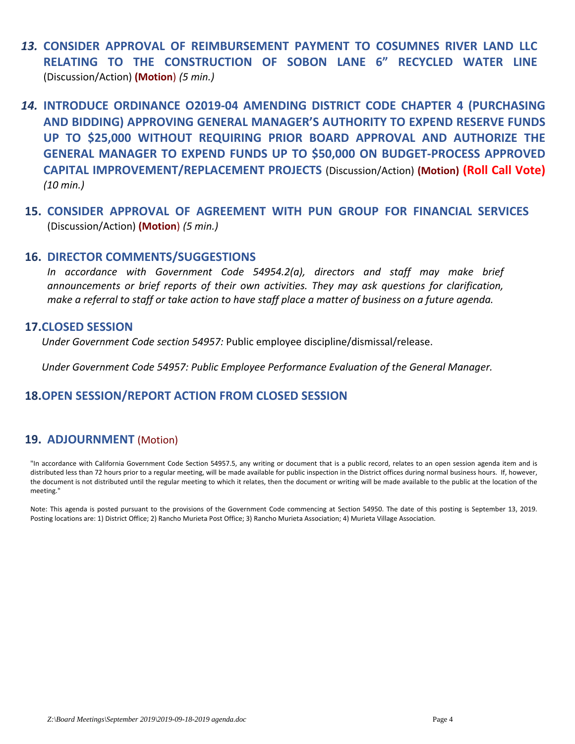13. **CONSIDER APPROVAL OF REIMBURSEMENT PAYMENT TO COSUMNES RIVER LAND LLC RELATING TO THE CONSTRUCTION OF SOBON LANE 6" RECYCLED WATER LINE** (Discussion/Action) **(Motion)** *(5 min.)*

14. **INTRODUCE ORDINANCE O2019-04 AMENDING DISTRICT CODE CHAPTER 4 (PURCHASING AND BIDDING) APPROVING GENERAL MANAGER'S AUTHORITY TO EXPEND RESERVE FUNDS UP TO $25,000 WITHOUT REQUIRING PRIOR BOARD APPROVAL AND AUTHORIZE THE GENERAL MANAGER TO EXPEND FUNDS UP TO $50,000 ON BUDGET-PROCESS APPROVED CAPITAL IMPROVEMENT/REPLACEMENT PROJECTS** (Discussion/Action) **(Motion)** **(Roll Call Vote)** *(10 min.)*

15. **CONSIDER APPROVAL OF AGREEMENT WITH PUN GROUP FOR FINANCIAL SERVICES** (Discussion/Action) **(Motion)** *(5 min.)*

16. **DIRECTOR COMMENTS/SUGGESTIONS**

    *In accordance with Government Code 54954.2(a), directors and staff may make brief announcements or brief reports of their own activities. They may ask questions for clarification, make a referral to staff or take action to have staff place a matter of business on a future agenda.*

17. **CLOSED SESSION**

    *Under Government Code section 54957:* Public employee discipline/dismissal/release.

    *Under Government Code 54957: Public Employee Performance Evaluation of the General Manager.*

18. **OPEN SESSION/REPORT ACTION FROM CLOSED SESSION**

19. **ADJOURNMENT** (Motion)

"In accordance with California Government Code Section 54957.5, any writing or document that is a public record, relates to an open session agenda item and is distributed less than 72 hours prior to a regular meeting, will be made available for public inspection in the District offices during normal business hours. If, however, the document is not distributed until the regular meeting to which it relates, then the document or writing will be made available to the public at the location of the meeting."

Note: This agenda is posted pursuant to the provisions of the Government Code commencing at Section 54950. The date of this posting is September 13, 2019. Posting locations are: 1) District Office; 2) Rancho Murieta Post Office; 3) Rancho Murieta Association; 4) Murieta Village Association.

*Z:\Board Meetings\September 2019\2019-09-18-2019 agenda.doc*